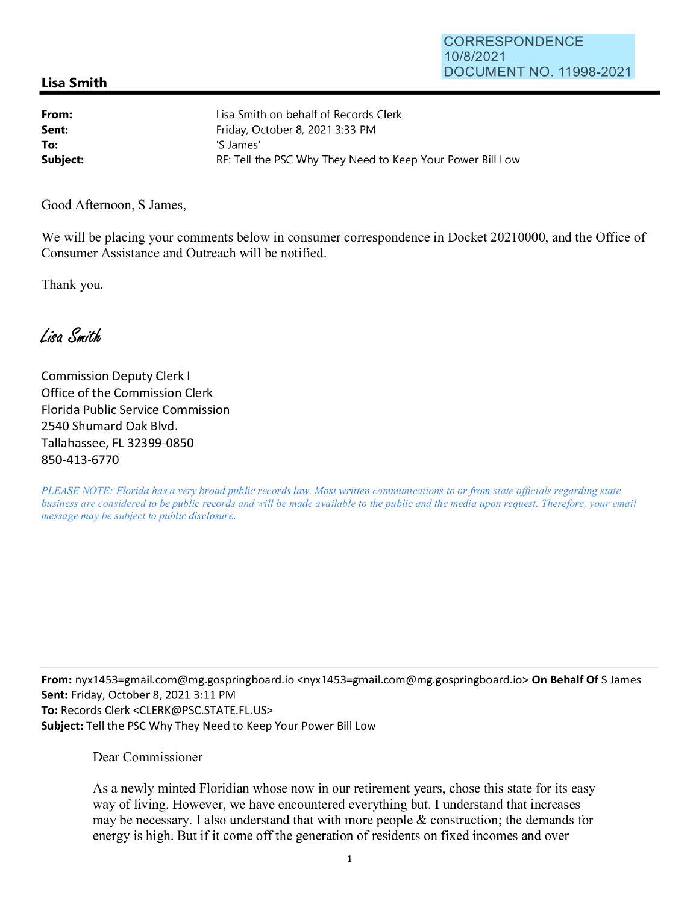CORRESPONDENCE
10/8/2021
DOCUMENT NO. 11998-2021

## Lisa Smith

| | |
|---|---|
| **From:** | Lisa Smith on behalf of Records Clerk |
| **Sent:** | Friday, October 8, 2021 3:33 PM |
| **To:** | 'S James' |
| **Subject:** | RE: Tell the PSC Why They Need to Keep Your Power Bill Low |

Good Afternoon, S James,

We will be placing your comments below in consumer correspondence in Docket 20210000, and the Office of Consumer Assistance and Outreach will be notified.

Thank you.

*Lisa Smith*

Commission Deputy Clerk I
Office of the Commission Clerk
Florida Public Service Commission
2540 Shumard Oak Blvd.
Tallahassee, FL 32399-0850
850-413-6770

*PLEASE NOTE: Florida has a very broad public records law. Most written communications to or from state officials regarding state business are considered to be public records and will be made available to the public and the media upon request. Therefore, your email message may be subject to public disclosure.*

---

**From:** nyx1453=gmail.com@mg.gospringboard.io <nyx1453=gmail.com@mg.gospringboard.io> **On Behalf Of** S James
**Sent:** Friday, October 8, 2021 3:11 PM
**To:** Records Clerk <CLERK@PSC.STATE.FL.US>
**Subject:** Tell the PSC Why They Need to Keep Your Power Bill Low

Dear Commissioner

As a newly minted Floridian whose now in our retirement years, chose this state for its easy way of living. However, we have encountered everything but. I understand that increases may be necessary. I also understand that with more people & construction; the demands for energy is high. But if it come off the generation of residents on fixed incomes and over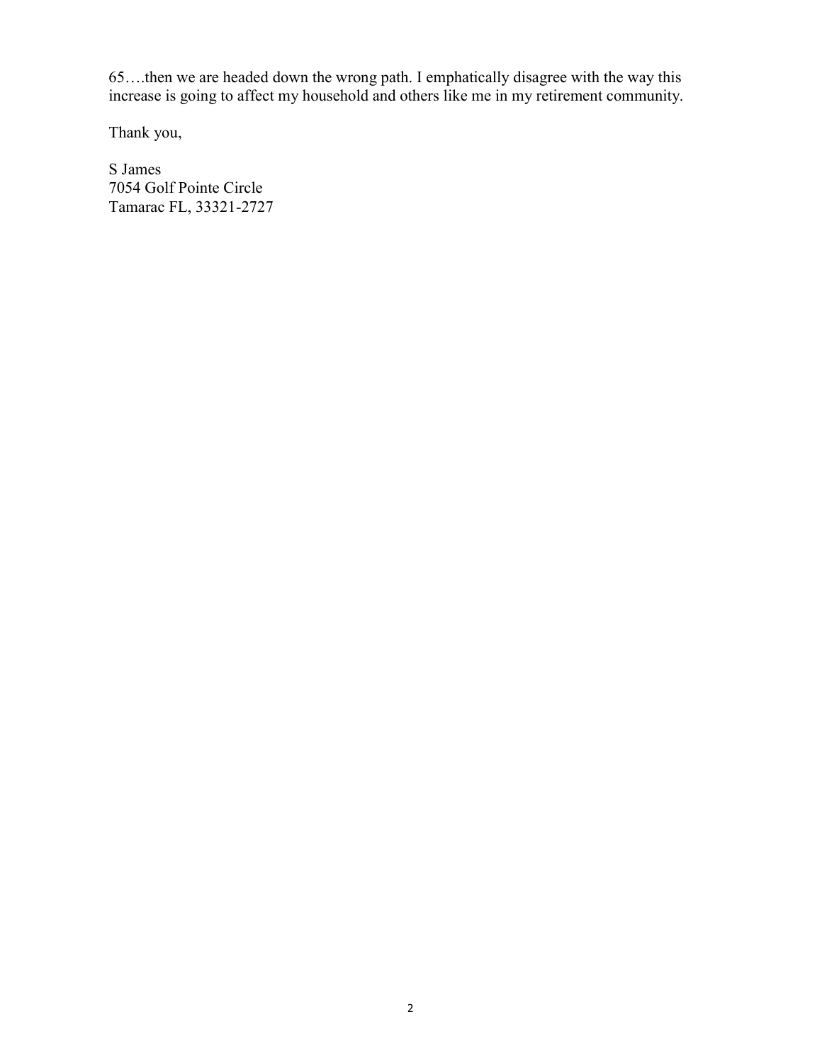65….then we are headed down the wrong path. I emphatically disagree with the way this increase is going to affect my household and others like me in my retirement community.

Thank you,

S James
7054 Golf Pointe Circle
Tamarac FL, 33321-2727